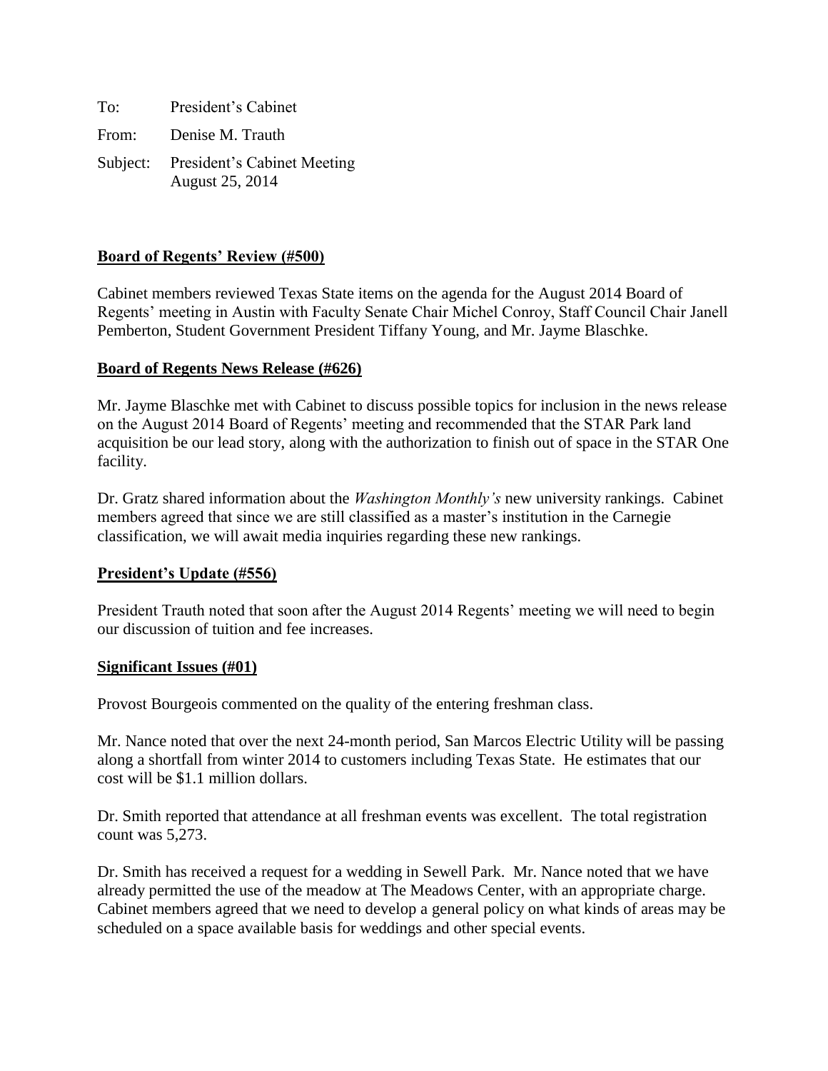To: President's Cabinet

From: Denise M. Trauth

Subject: President's Cabinet Meeting
August 25, 2014

**Board of Regents' Review (#500)**

Cabinet members reviewed Texas State items on the agenda for the August 2014 Board of Regents' meeting in Austin with Faculty Senate Chair Michel Conroy, Staff Council Chair Janell Pemberton, Student Government President Tiffany Young, and Mr. Jayme Blaschke.

**Board of Regents News Release (#626)**

Mr. Jayme Blaschke met with Cabinet to discuss possible topics for inclusion in the news release on the August 2014 Board of Regents' meeting and recommended that the STAR Park land acquisition be our lead story, along with the authorization to finish out of space in the STAR One facility.

Dr. Gratz shared information about the *Washington Monthly's* new university rankings. Cabinet members agreed that since we are still classified as a master's institution in the Carnegie classification, we will await media inquiries regarding these new rankings.

**President's Update (#556)**

President Trauth noted that soon after the August 2014 Regents' meeting we will need to begin our discussion of tuition and fee increases.

**Significant Issues (#01)**

Provost Bourgeois commented on the quality of the entering freshman class.

Mr. Nance noted that over the next 24-month period, San Marcos Electric Utility will be passing along a shortfall from winter 2014 to customers including Texas State. He estimates that our cost will be $1.1 million dollars.

Dr. Smith reported that attendance at all freshman events was excellent. The total registration count was 5,273.

Dr. Smith has received a request for a wedding in Sewell Park. Mr. Nance noted that we have already permitted the use of the meadow at The Meadows Center, with an appropriate charge. Cabinet members agreed that we need to develop a general policy on what kinds of areas may be scheduled on a space available basis for weddings and other special events.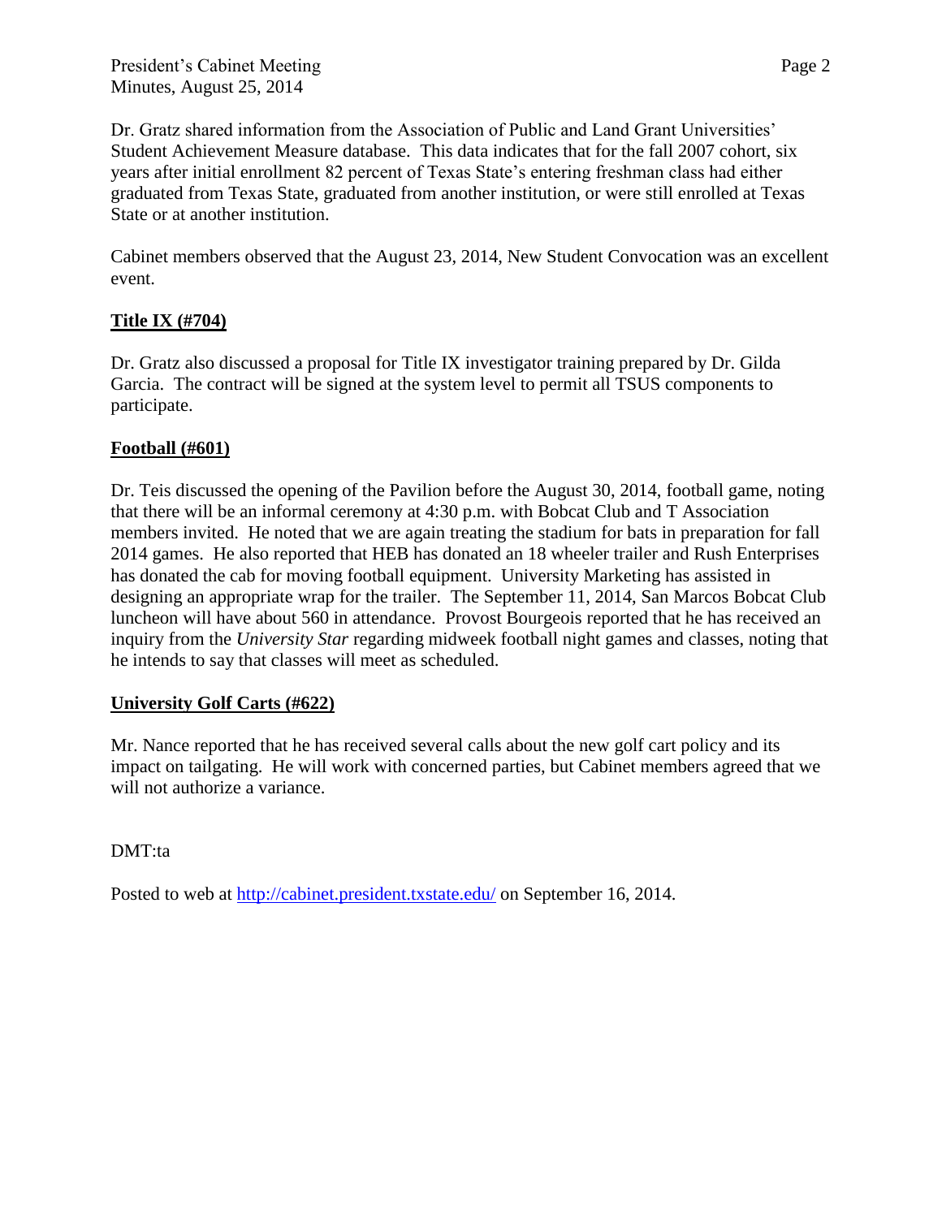Dr. Gratz shared information from the Association of Public and Land Grant Universities' Student Achievement Measure database. This data indicates that for the fall 2007 cohort, six years after initial enrollment 82 percent of Texas State's entering freshman class had either graduated from Texas State, graduated from another institution, or were still enrolled at Texas State or at another institution.

Cabinet members observed that the August 23, 2014, New Student Convocation was an excellent event.

**Title IX (#704)**

Dr. Gratz also discussed a proposal for Title IX investigator training prepared by Dr. Gilda Garcia. The contract will be signed at the system level to permit all TSUS components to participate.

**Football (#601)**

Dr. Teis discussed the opening of the Pavilion before the August 30, 2014, football game, noting that there will be an informal ceremony at 4:30 p.m. with Bobcat Club and T Association members invited. He noted that we are again treating the stadium for bats in preparation for fall 2014 games. He also reported that HEB has donated an 18 wheeler trailer and Rush Enterprises has donated the cab for moving football equipment. University Marketing has assisted in designing an appropriate wrap for the trailer. The September 11, 2014, San Marcos Bobcat Club luncheon will have about 560 in attendance. Provost Bourgeois reported that he has received an inquiry from the *University Star* regarding midweek football night games and classes, noting that he intends to say that classes will meet as scheduled.

**University Golf Carts (#622)**

Mr. Nance reported that he has received several calls about the new golf cart policy and its impact on tailgating. He will work with concerned parties, but Cabinet members agreed that we will not authorize a variance.

DMT:ta

Posted to web at http://cabinet.president.txstate.edu/ on September 16, 2014.